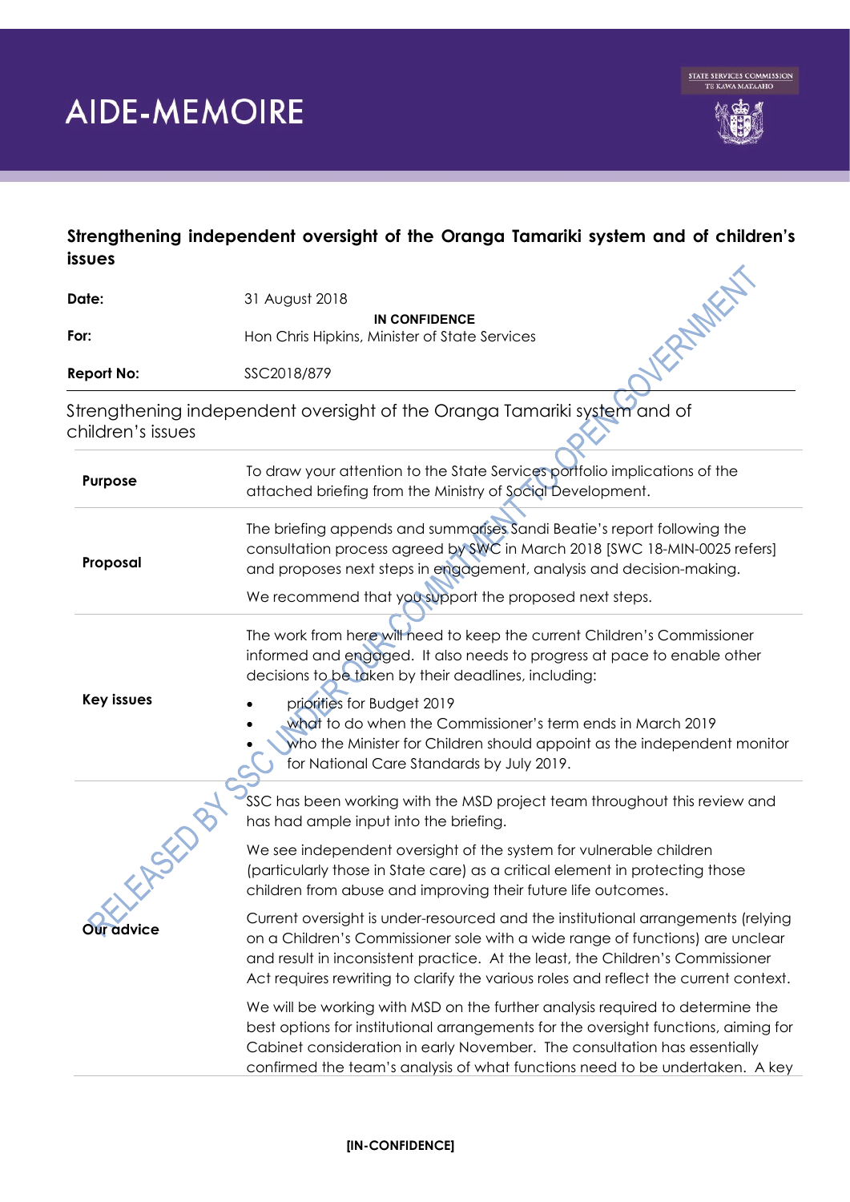# AIDE-MEMOIRE

STATE SERVICES COMMISSION
TE KAWA MATAAHO

## Strengthening independent oversight of the Oranga Tamariki system and of children's issues

| | |
|---|---|
| **Date:** | 31 August 2018 |
| | **IN CONFIDENCE** |
| **For:** | Hon Chris Hipkins, Minister of State Services |
| **Report No:** | SSC2018/879 |

### Strengthening independent oversight of the Oranga Tamariki system and of children's issues

| | |
|---|---|
| **Purpose** | To draw your attention to the State Services portfolio implications of the attached briefing from the Ministry of Social Development. |
| **Proposal** | The briefing appends and summarises Sandi Beatie's report following the consultation process agreed by SWC in March 2018 [SWC 18-MIN-0025 refers] and proposes next steps in engagement, analysis and decision-making.<br><br>We recommend that you support the proposed next steps. |
| **Key issues** | The work from here will need to keep the current Children's Commissioner informed and engaged. It also needs to progress at pace to enable other decisions to be taken by their deadlines, including:<br>• priorities for Budget 2019<br>• what to do when the Commissioner's term ends in March 2019<br>• who the Minister for Children should appoint as the independent monitor for National Care Standards by July 2019. |
| **Our advice** | SSC has been working with the MSD project team throughout this review and has had ample input into the briefing.<br><br>We see independent oversight of the system for vulnerable children (particularly those in State care) as a critical element in protecting those children from abuse and improving their future life outcomes.<br><br>Current oversight is under-resourced and the institutional arrangements (relying on a Children's Commissioner sole with a wide range of functions) are unclear and result in inconsistent practice. At the least, the Children's Commissioner Act requires rewriting to clarify the various roles and reflect the current context.<br><br>We will be working with MSD on the further analysis required to determine the best options for institutional arrangements for the oversight functions, aiming for Cabinet consideration in early November. The consultation has essentially confirmed the team's analysis of what functions need to be undertaken. A key |

RELEASED BY SSC UNDER OUR COMMITMENT TO OPEN GOVERNMENT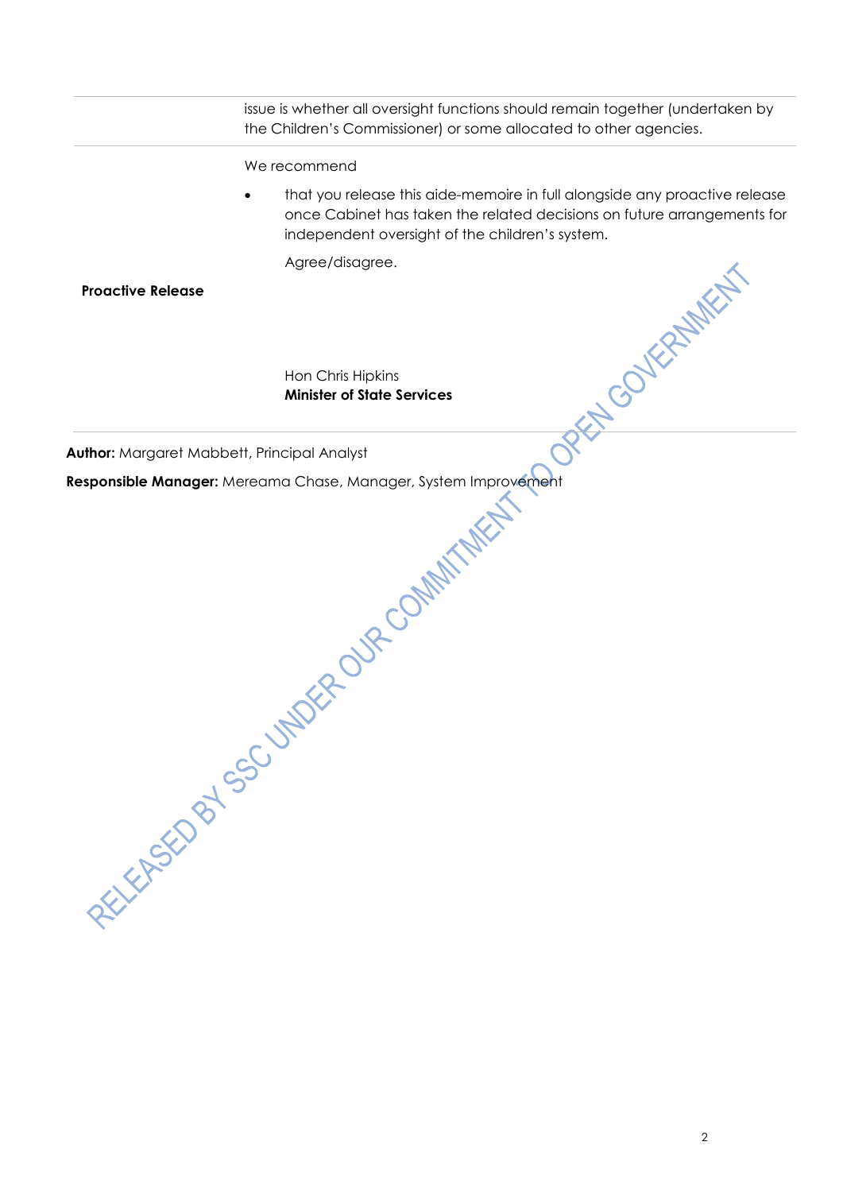| | |
|---|---|
| | issue is whether all oversight functions should remain together (undertaken by the Children's Commissioner) or some allocated to other agencies. |
| **Proactive Release** | We recommend<br><br>• that you release this aide-memoire in full alongside any proactive release once Cabinet has taken the related decisions on future arrangements for independent oversight of the children's system.<br><br>Agree/disagree.<br><br>Hon Chris Hipkins<br>**Minister of State Services** |

**Author:** Margaret Mabbett, Principal Analyst

**Responsible Manager:** Mereama Chase, Manager, System Improvement

RELEASED BY SSC UNDER OUR COMMITMENT TO OPEN GOVERNMENT